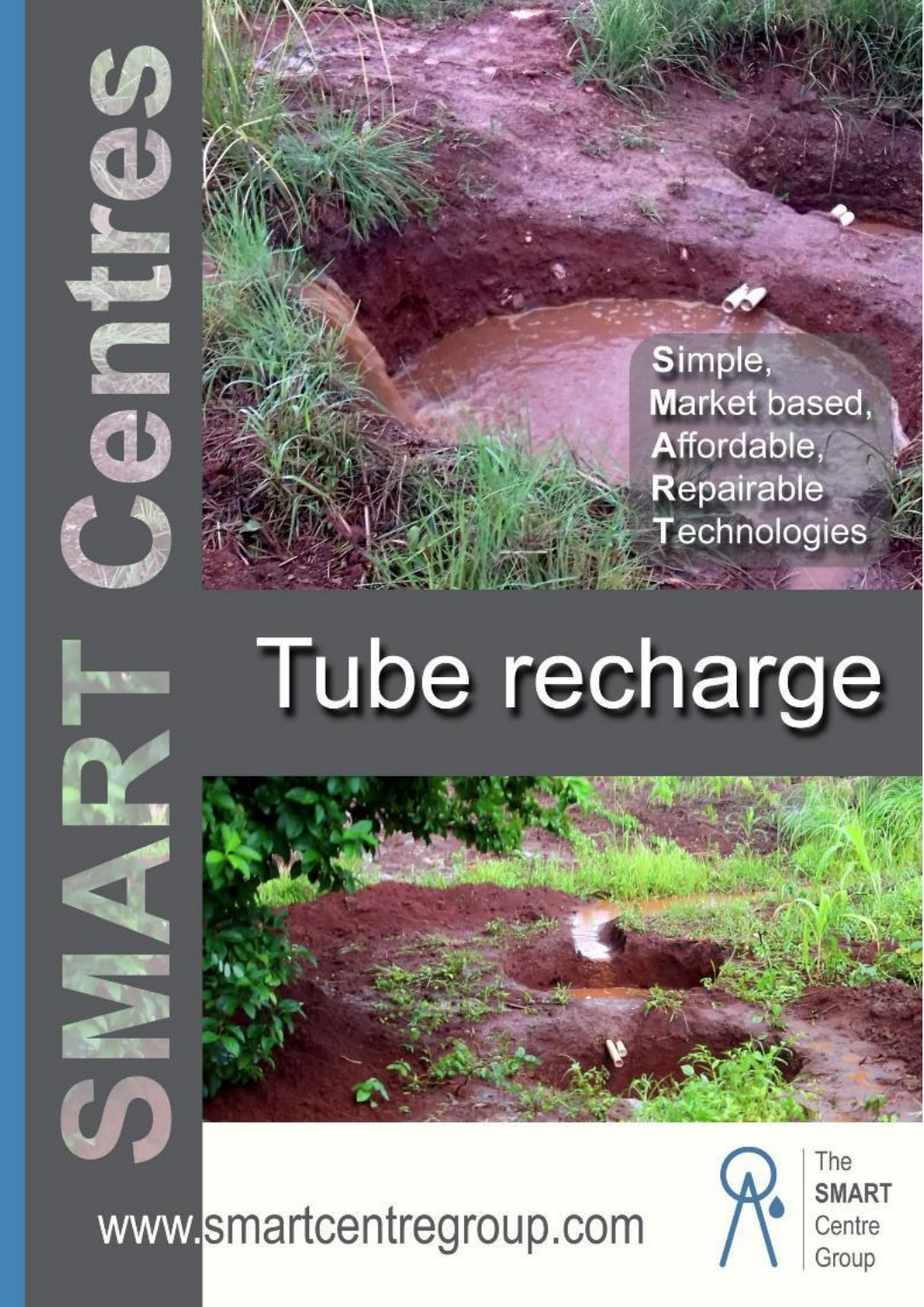# SMART Centres

Simple,
Market based,
Affordable,
Repairable
Technologies

# Tube recharge

www.smartcentregroup.com

The SMART Centre Group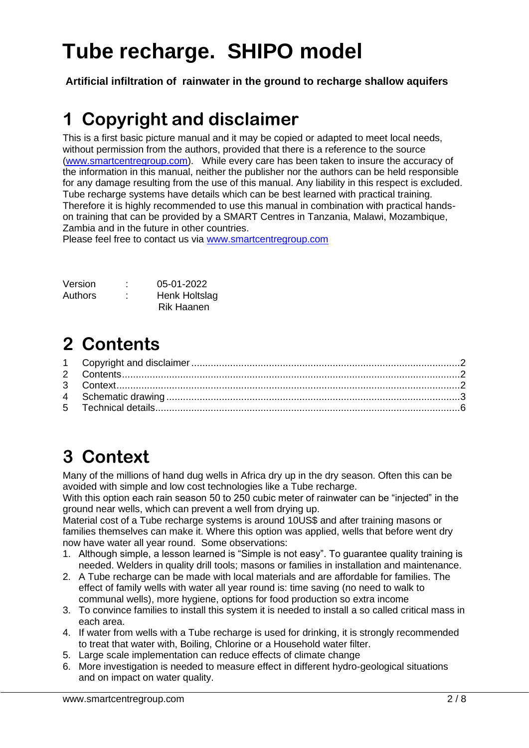# Tube recharge. SHIPO model

**Artificial infiltration of rainwater in the ground to recharge shallow aquifers**

# 1 Copyright and disclaimer

This is a first basic picture manual and it may be copied or adapted to meet local needs, without permission from the authors, provided that there is a reference to the source (www.smartcentregroup.com). While every care has been taken to insure the accuracy of the information in this manual, neither the publisher nor the authors can be held responsible for any damage resulting from the use of this manual. Any liability in this respect is excluded. Tube recharge systems have details which can be best learned with practical training. Therefore it is highly recommended to use this manual in combination with practical hands-on training that can be provided by a SMART Centres in Tanzania, Malawi, Mozambique, Zambia and in the future in other countries.
Please feel free to contact us via www.smartcentregroup.com

Version : 05-01-2022
Authors : Henk Holtslag
Rik Haanen

# 2 Contents

1 Copyright and disclaimer ........ 2
2 Contents ........ 2
3 Context ........ 2
4 Schematic drawing ........ 3
5 Technical details ........ 6

# 3 Context

Many of the millions of hand dug wells in Africa dry up in the dry season. Often this can be avoided with simple and low cost technologies like a Tube recharge.
With this option each rain season 50 to 250 cubic meter of rainwater can be "injected" in the ground near wells, which can prevent a well from drying up.
Material cost of a Tube recharge systems is around 10US$ and after training masons or families themselves can make it. Where this option was applied, wells that before went dry now have water all year round. Some observations:

1. Although simple, a lesson learned is "Simple is not easy". To guarantee quality training is needed. Welders in quality drill tools; masons or families in installation and maintenance.
2. A Tube recharge can be made with local materials and are affordable for families. The effect of family wells with water all year round is: time saving (no need to walk to communal wells), more hygiene, options for food production so extra income
3. To convince families to install this system it is needed to install a so called critical mass in each area.
4. If water from wells with a Tube recharge is used for drinking, it is strongly recommended to treat that water with, Boiling, Chlorine or a Household water filter.
5. Large scale implementation can reduce effects of climate change
6. More investigation is needed to measure effect in different hydro-geological situations and on impact on water quality.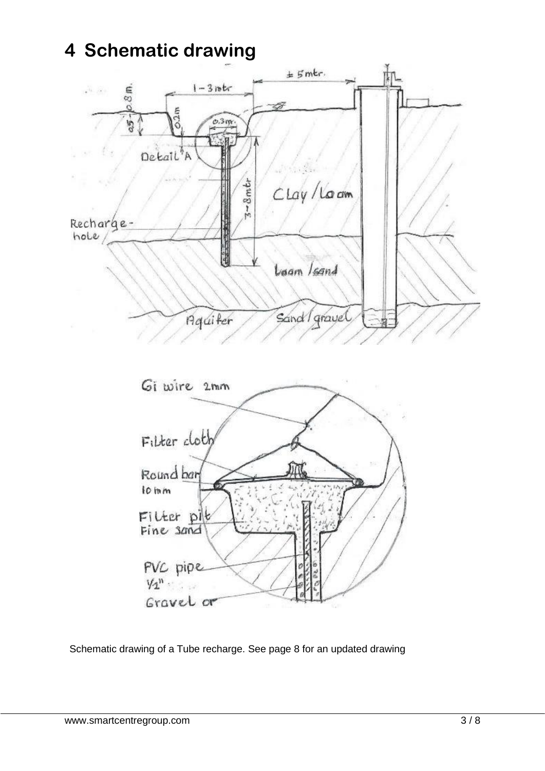# 4 Schematic drawing

Schematic drawing of a Tube recharge. See page 8 for an updated drawing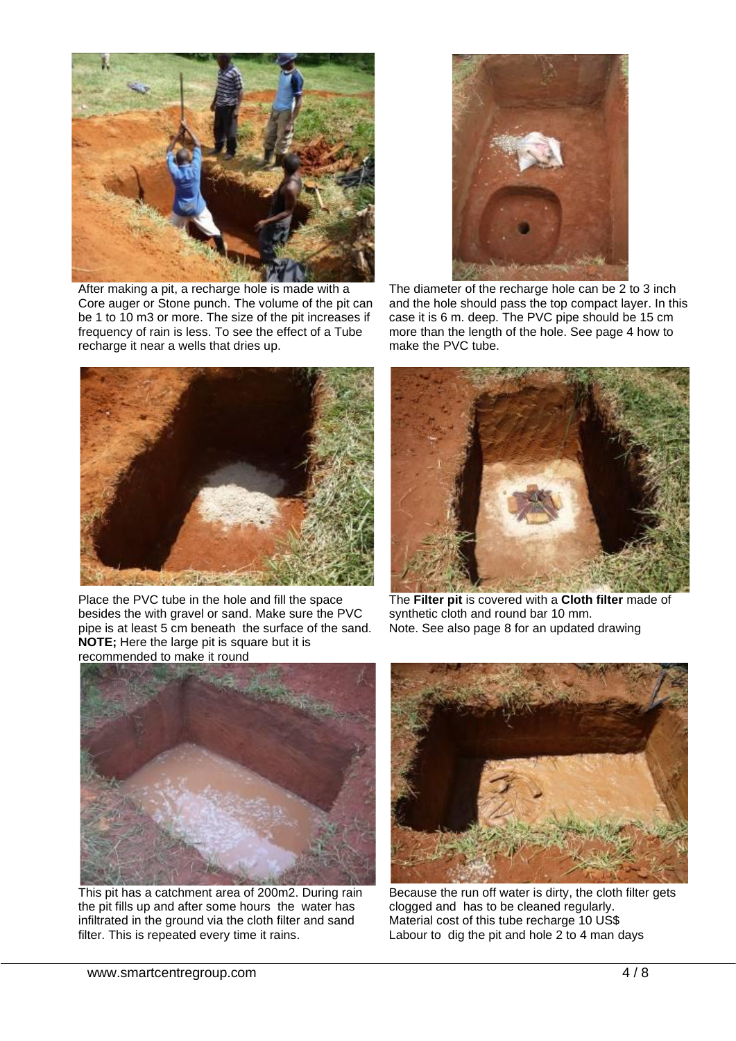After making a pit, a recharge hole is made with a Core auger or Stone punch. The volume of the pit can be 1 to 10 m3 or more. The size of the pit increases if frequency of rain is less. To see the effect of a Tube recharge it near a wells that dries up.

The diameter of the recharge hole can be 2 to 3 inch and the hole should pass the top compact layer. In this case it is 6 m. deep. The PVC pipe should be 15 cm more than the length of the hole. See page 4 how to make the PVC tube.

Place the PVC tube in the hole and fill the space besides the with gravel or sand. Make sure the PVC pipe is at least 5 cm beneath the surface of the sand. **NOTE;** Here the large pit is square but it is recommended to make it round

The **Filter pit** is covered with a **Cloth filter** made of synthetic cloth and round bar 10 mm.
Note. See also page 8 for an updated drawing

This pit has a catchment area of 200m2. During rain the pit fills up and after some hours the water has infiltrated in the ground via the cloth filter and sand filter. This is repeated every time it rains.

Because the run off water is dirty, the cloth filter gets clogged and has to be cleaned regularly.
Material cost of this tube recharge 10 US$
Labour to dig the pit and hole 2 to 4 man days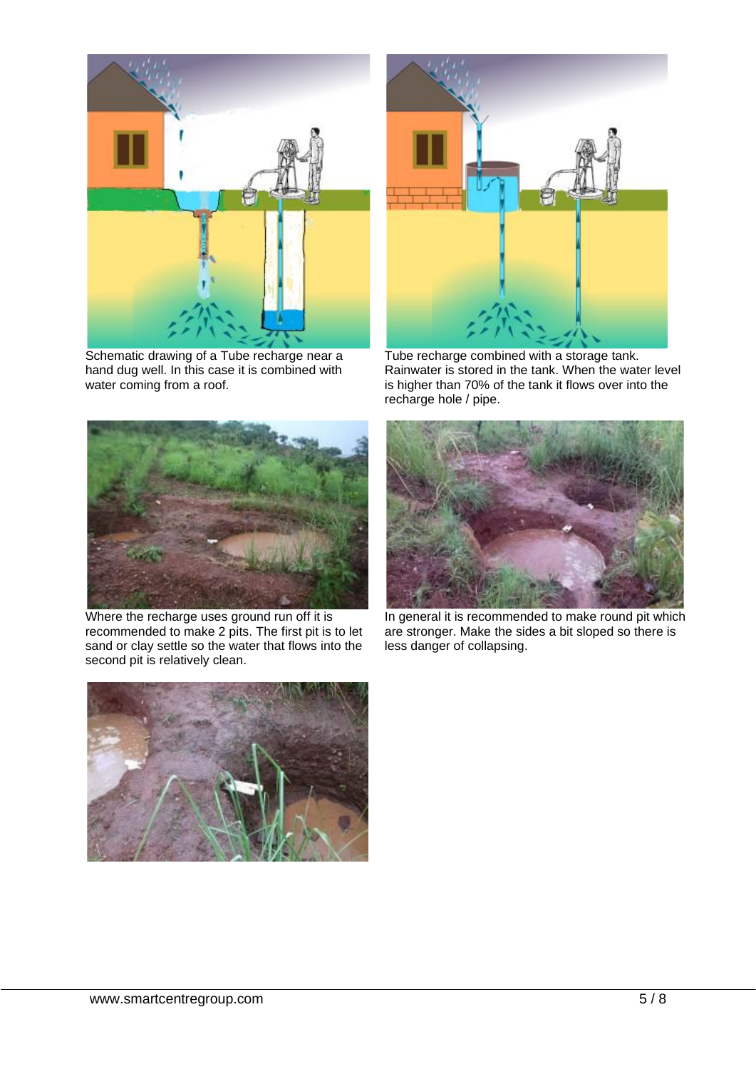Schematic drawing of a Tube recharge near a hand dug well. In this case it is combined with water coming from a roof.

Tube recharge combined with a storage tank. Rainwater is stored in the tank. When the water level is higher than 70% of the tank it flows over into the recharge hole / pipe.

Where the recharge uses ground run off it is recommended to make 2 pits. The first pit is to let sand or clay settle so the water that flows into the second pit is relatively clean.

In general it is recommended to make round pit which are stronger. Make the sides a bit sloped so there is less danger of collapsing.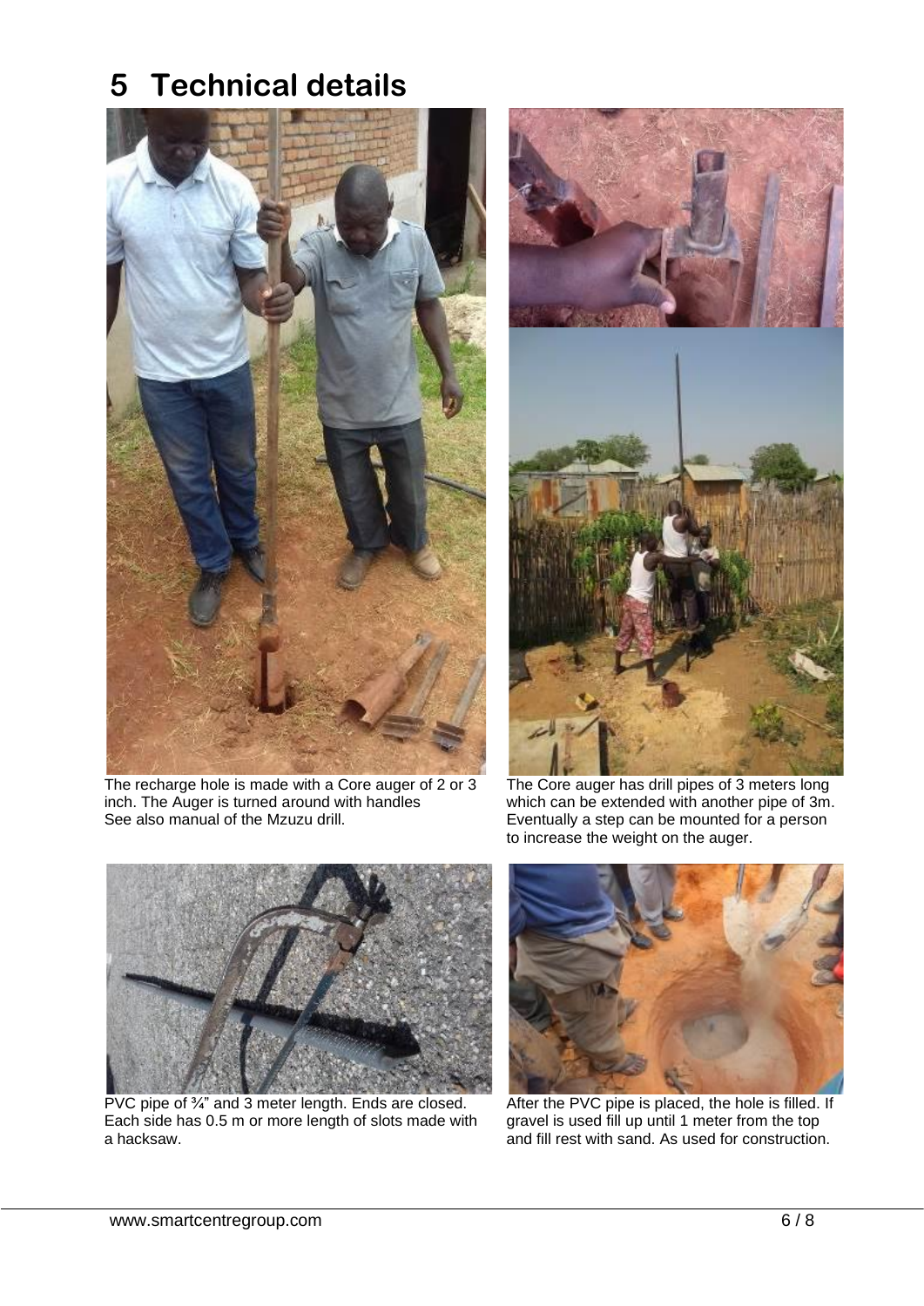# 5 Technical details

The recharge hole is made with a Core auger of 2 or 3 inch. The Auger is turned around with handles
See also manual of the Mzuzu drill.

The Core auger has drill pipes of 3 meters long which can be extended with another pipe of 3m. Eventually a step can be mounted for a person to increase the weight on the auger.

PVC pipe of ¾" and 3 meter length. Ends are closed. Each side has 0.5 m or more length of slots made with a hacksaw.

After the PVC pipe is placed, the hole is filled. If gravel is used fill up until 1 meter from the top and fill rest with sand. As used for construction.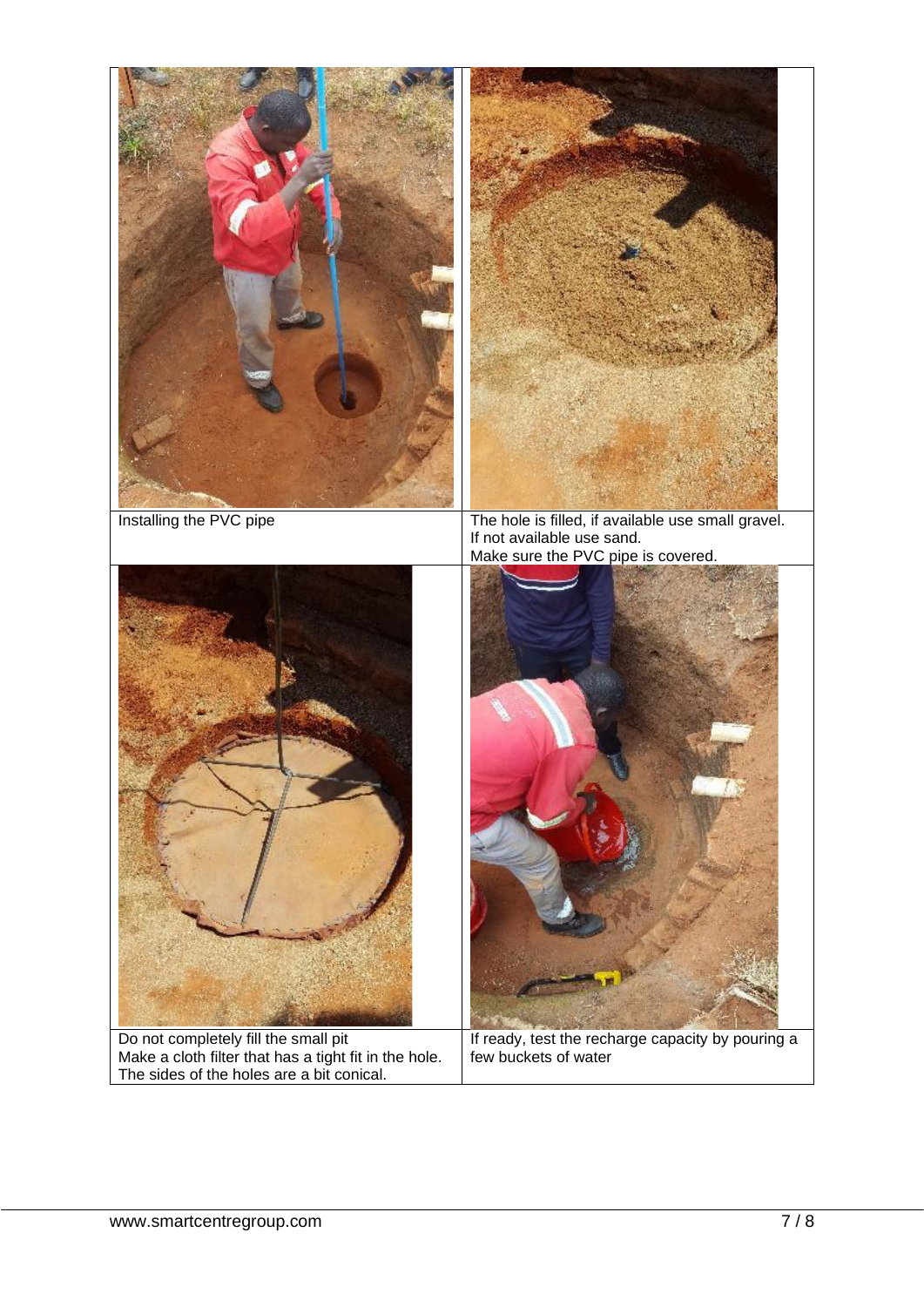| | |
|---|---|
| Installing the PVC pipe | The hole is filled, if available use small gravel. If not available use sand. Make sure the PVC pipe is covered. |
| Do not completely fill the small pit Make a cloth filter that has a tight fit in the hole. The sides of the holes are a bit conical. | If ready, test the recharge capacity by pouring a few buckets of water |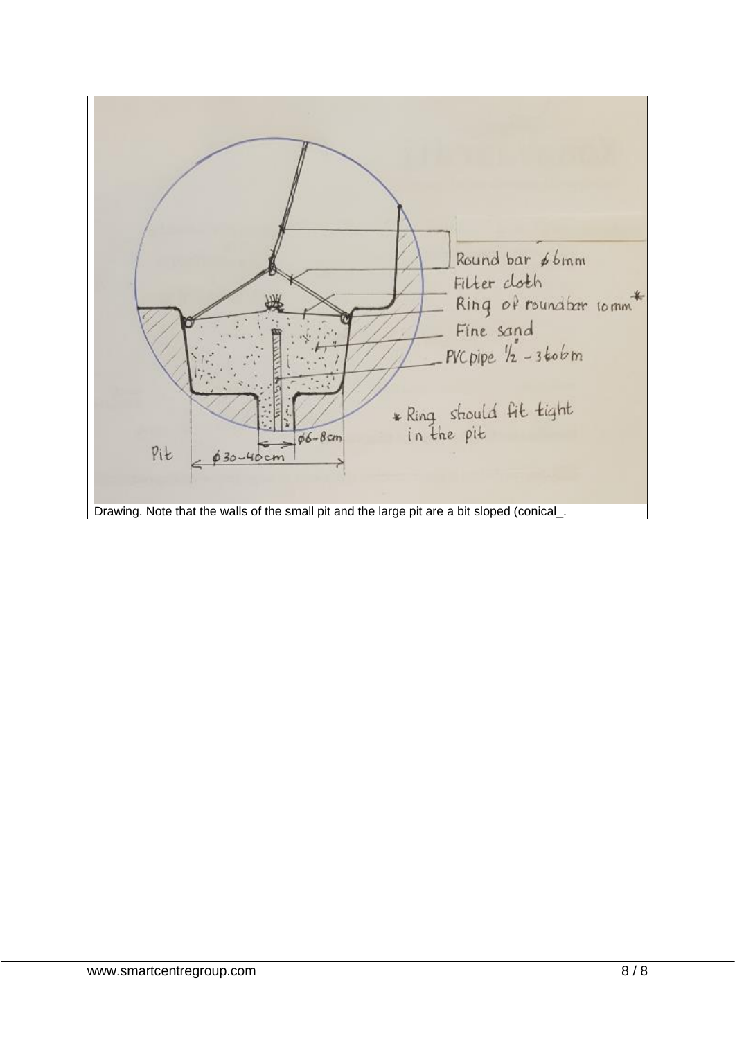Round bar ø6mm

Filter cloth

Ring of roundbar 10mm *

Fine sand

PVC pipe ½" - 3 to 6 m

* Ring should fit tight in the pit

ø6-8cm

Pit

ø30-40cm

Drawing. Note that the walls of the small pit and the large pit are a bit sloped (conical_.